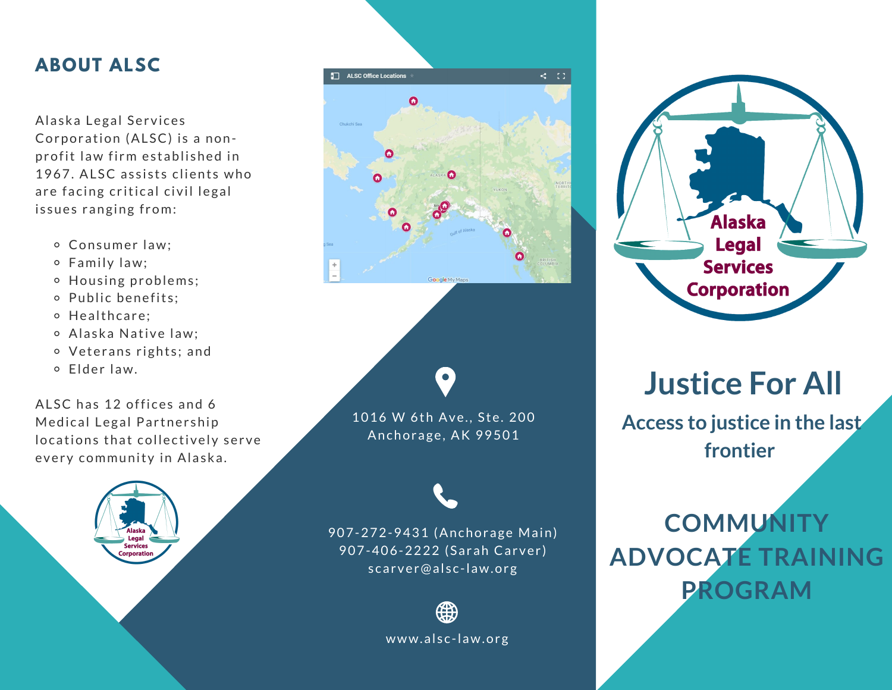## ABOUT ALSC

Alaska Legal Services Corporation (ALSC) is a non-profit law firm established in 1967. ALSC assists clients who are facing critical civil legal issues ranging from:

- Consumer law;
- Family law;
- Housing problems;
- Public benefits;
- Healthcare;
- Alaska Native law;
- Veterans rights; and
- Elder law.

ALSC has 12 offices and 6 Medical Legal Partnership locations that collectively serve every community in Alaska.

1016 W 6th Ave., Ste. 200
Anchorage, AK 99501

907-272-9431 (Anchorage Main)
907-406-2222 (Sarah Carver)
scarver@alsc-law.org

www.alsc-law.org

Alaska Legal Services Corporation

# Justice For All

### Access to justice in the last frontier

## COMMUNITY ADVOCATE TRAINING PROGRAM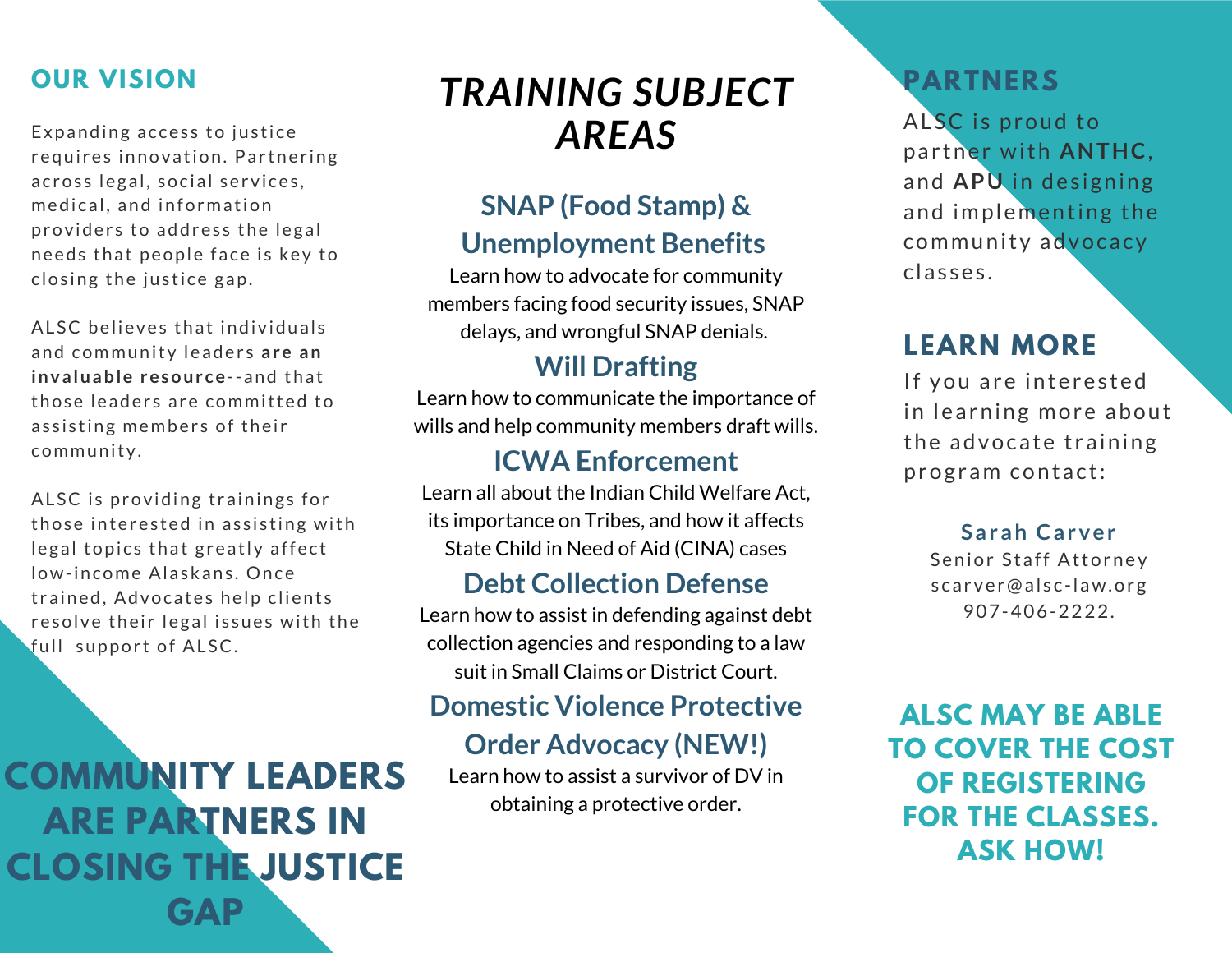## OUR VISION

Expanding access to justice requires innovation. Partnering across legal, social services, medical, and information providers to address the legal needs that people face is key to closing the justice gap.

ALSC believes that individuals and community leaders **are an invaluable resource**--and that those leaders are committed to assisting members of their community.

ALSC is providing trainings for those interested in assisting with legal topics that greatly affect low-income Alaskans. Once trained, Advocates help clients resolve their legal issues with the full support of ALSC.

**COMMUNITY LEADERS ARE PARTNERS IN CLOSING THE JUSTICE GAP**

# *TRAINING SUBJECT AREAS*

### SNAP (Food Stamp) & Unemployment Benefits

Learn how to advocate for community members facing food security issues, SNAP delays, and wrongful SNAP denials.

### Will Drafting

Learn how to communicate the importance of wills and help community members draft wills.

### ICWA Enforcement

Learn all about the Indian Child Welfare Act, its importance on Tribes, and how it affects State Child in Need of Aid (CINA) cases

### Debt Collection Defense

Learn how to assist in defending against debt collection agencies and responding to a law suit in Small Claims or District Court.

### Domestic Violence Protective Order Advocacy (NEW!)

Learn how to assist a survivor of DV in obtaining a protective order.

## PARTNERS

ALSC is proud to partner with **ANTHC**, and **APU** in designing and implementing the community advocacy classes.

## LEARN MORE

If you are interested in learning more about the advocate training program contact:

**Sarah Carver**
Senior Staff Attorney
scarver@alsc-law.org
907-406-2222.

**ALSC MAY BE ABLE TO COVER THE COST OF REGISTERING FOR THE CLASSES. ASK HOW!**